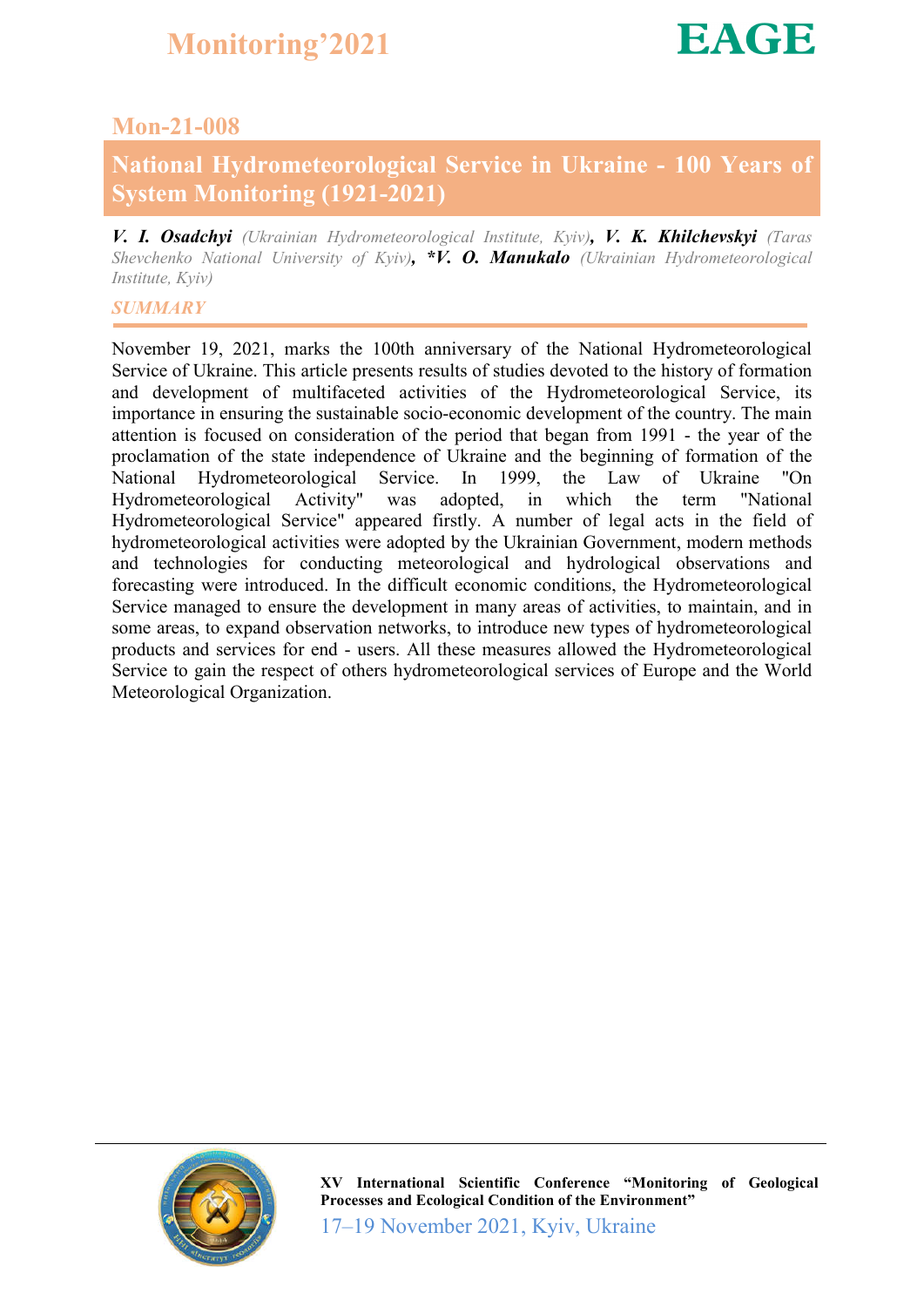## Mon-21-008

# National Hydrometeorological Service in Ukraine - 100 Years of System Monitoring (1921-2021)

***V. I. Osadchyi*** *(Ukrainian Hydrometeorological Institute, Kyiv)*, ***V. K. Khilchevskyi*** *(Taras Shevchenko National University of Kyiv)*, ***\*V. O. Manukalo*** *(Ukrainian Hydrometeorological Institute, Kyiv)*

### *SUMMARY*

November 19, 2021, marks the 100th anniversary of the National Hydrometeorological Service of Ukraine. This article presents results of studies devoted to the history of formation and development of multifaceted activities of the Hydrometeorological Service, its importance in ensuring the sustainable socio-economic development of the country. The main attention is focused on consideration of the period that began from 1991 - the year of the proclamation of the state independence of Ukraine and the beginning of formation of the National Hydrometeorological Service. In 1999, the Law of Ukraine "On Hydrometeorological Activity" was adopted, in which the term "National Hydrometeorological Service" appeared firstly. A number of legal acts in the field of hydrometeorological activities were adopted by the Ukrainian Government, modern methods and technologies for conducting meteorological and hydrological observations and forecasting were introduced. In the difficult economic conditions, the Hydrometeorological Service managed to ensure the development in many areas of activities, to maintain, and in some areas, to expand observation networks, to introduce new types of hydrometeorological products and services for end - users. All these measures allowed the Hydrometeorological Service to gain the respect of others hydrometeorological services of Europe and the World Meteorological Organization.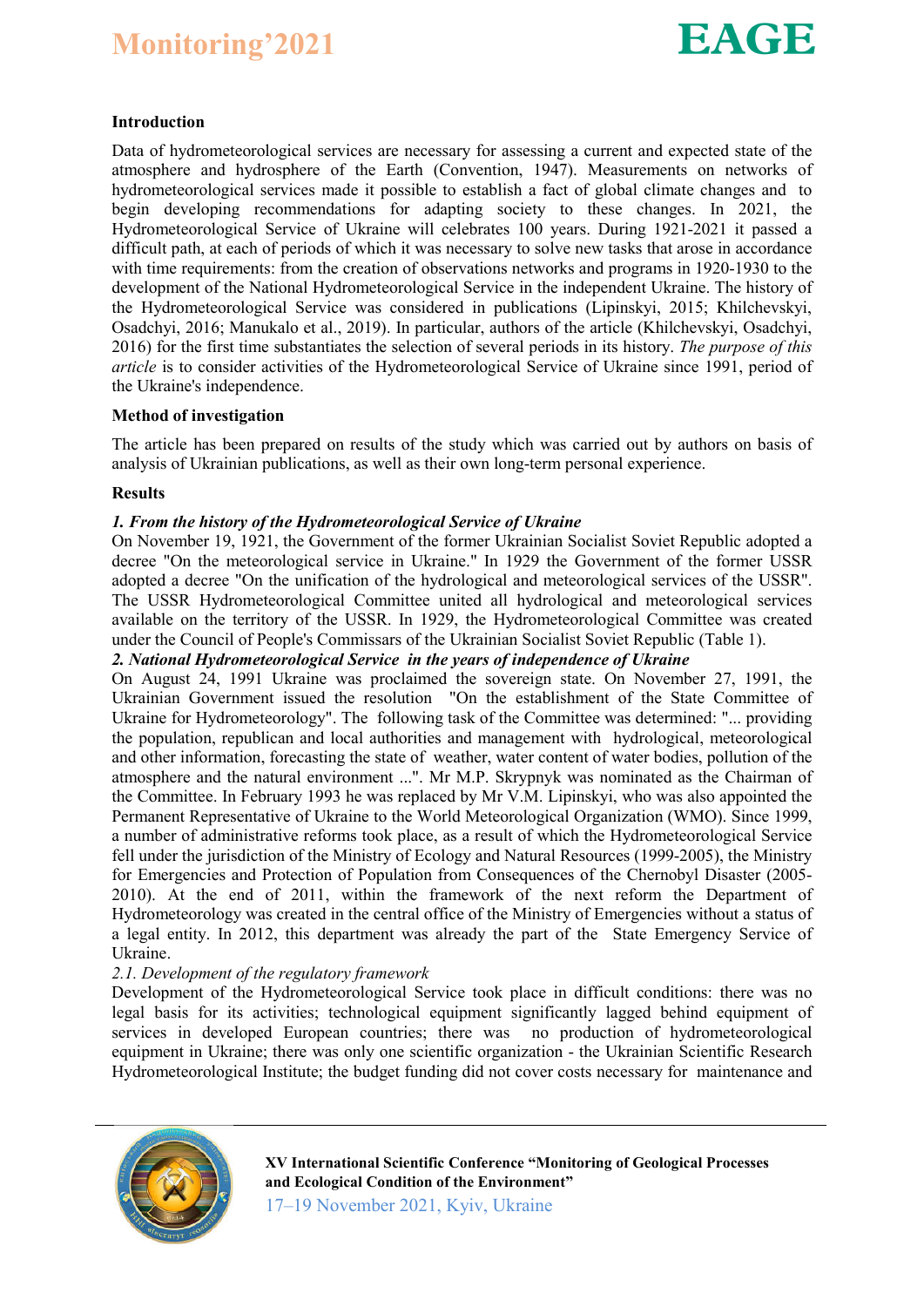## Introduction

Data of hydrometeorological services are necessary for assessing a current and expected state of the atmosphere and hydrosphere of the Earth (Convention, 1947). Measurements on networks of hydrometeorological services made it possible to establish a fact of global climate changes and to begin developing recommendations for adapting society to these changes. In 2021, the Hydrometeorological Service of Ukraine will celebrates 100 years. During 1921-2021 it passed a difficult path, at each of periods of which it was necessary to solve new tasks that arose in accordance with time requirements: from the creation of observations networks and programs in 1920-1930 to the development of the National Hydrometeorological Service in the independent Ukraine. The history of the Hydrometeorological Service was considered in publications (Lipinskyi, 2015; Khilchevskyi, Osadchyi, 2016; Manukalo et al., 2019). In particular, authors of the article (Khilchevskyi, Osadchyi, 2016) for the first time substantiates the selection of several periods in its history. *The purpose of this article* is to consider activities of the Hydrometeorological Service of Ukraine since 1991, period of the Ukraine's independence.

## Method of investigation

The article has been prepared on results of the study which was carried out by authors on basis of analysis of Ukrainian publications, as well as their own long-term personal experience.

## Results

### *1. From the history of the Hydrometeorological Service of Ukraine*

On November 19, 1921, the Government of the former Ukrainian Socialist Soviet Republic adopted a decree "On the meteorological service in Ukraine." In 1929 the Government of the former USSR adopted a decree "On the unification of the hydrological and meteorological services of the USSR". The USSR Hydrometeorological Committee united all hydrological and meteorological services available on the territory of the USSR. In 1929, the Hydrometeorological Committee was created under the Council of People's Commissars of the Ukrainian Socialist Soviet Republic (Table 1).

### *2. National Hydrometeorological Service in the years of independence of Ukraine*

On August 24, 1991 Ukraine was proclaimed the sovereign state. On November 27, 1991, the Ukrainian Government issued the resolution "On the establishment of the State Committee of Ukraine for Hydrometeorology". The following task of the Committee was determined: "... providing the population, republican and local authorities and management with hydrological, meteorological and other information, forecasting the state of weather, water content of water bodies, pollution of the atmosphere and the natural environment ...". Mr M.P. Skrypnyk was nominated as the Chairman of the Committee. In February 1993 he was replaced by Mr V.M. Lipinskyi, who was also appointed the Permanent Representative of Ukraine to the World Meteorological Organization (WMO). Since 1999, a number of administrative reforms took place, as a result of which the Hydrometeorological Service fell under the jurisdiction of the Ministry of Ecology and Natural Resources (1999-2005), the Ministry for Emergencies and Protection of Population from Consequences of the Chernobyl Disaster (2005-2010). At the end of 2011, within the framework of the next reform the Department of Hydrometeorology was created in the central office of the Ministry of Emergencies without a status of a legal entity. In 2012, this department was already the part of the State Emergency Service of Ukraine.

#### *2.1. Development of the regulatory framework*

Development of the Hydrometeorological Service took place in difficult conditions: there was no legal basis for its activities; technological equipment significantly lagged behind equipment of services in developed European countries; there was no production of hydrometeorological equipment in Ukraine; there was only one scientific organization - the Ukrainian Scientific Research Hydrometeorological Institute; the budget funding did not cover costs necessary for maintenance and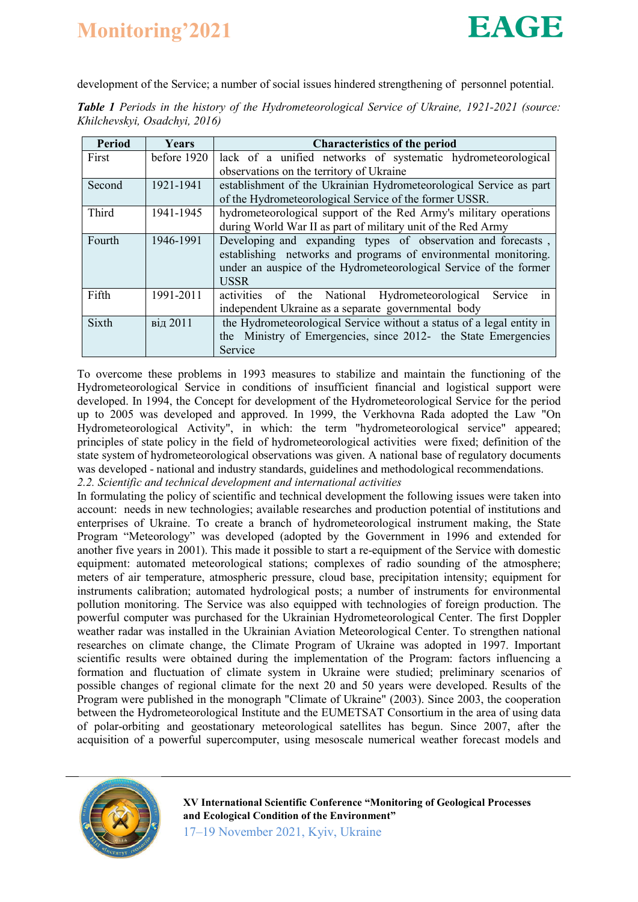development of the Service; a number of social issues hindered strengthening of personnel potential.

***Table 1*** *Periods in the history of the Hydrometeorological Service of Ukraine, 1921-2021 (source: Khilchevskyi, Osadchyi, 2016)*

| Period | Years | Characteristics of the period |
|---|---|---|
| First | before 1920 | lack of a unified networks of systematic hydrometeorological observations on the territory of Ukraine |
| Second | 1921-1941 | establishment of the Ukrainian Hydrometeorological Service as part of the Hydrometeorological Service of the former USSR. |
| Third | 1941-1945 | hydrometeorological support of the Red Army's military operations during World War II as part of military unit of the Red Army |
| Fourth | 1946-1991 | Developing and expanding types of observation and forecasts , establishing networks and programs of environmental monitoring. under an auspice of the Hydrometeorological Service of the former USSR |
| Fifth | 1991-2011 | activities of the National Hydrometeorological Service in independent Ukraine as a separate governmental body |
| Sixth | від 2011 | the Hydrometeorological Service without a status of a legal entity in the Ministry of Emergencies, since 2012- the State Emergencies Service |

To overcome these problems in 1993 measures to stabilize and maintain the functioning of the Hydrometeorological Service in conditions of insufficient financial and logistical support were developed. In 1994, the Concept for development of the Hydrometeorological Service for the period up to 2005 was developed and approved. In 1999, the Verkhovna Rada adopted the Law "On Hydrometeorological Activity", in which: the term "hydrometeorological service" appeared; principles of state policy in the field of hydrometeorological activities were fixed; definition of the state system of hydrometeorological observations was given. A national base of regulatory documents was developed - national and industry standards, guidelines and methodological recommendations.

*2.2. Scientific and technical development and international activities*

In formulating the policy of scientific and technical development the following issues were taken into account: needs in new technologies; available researches and production potential of institutions and enterprises of Ukraine. To create a branch of hydrometeorological instrument making, the State Program "Meteorology" was developed (adopted by the Government in 1996 and extended for another five years in 2001). This made it possible to start a re-equipment of the Service with domestic equipment: automated meteorological stations; complexes of radio sounding of the atmosphere; meters of air temperature, atmospheric pressure, cloud base, precipitation intensity; equipment for instruments calibration; automated hydrological posts; a number of instruments for environmental pollution monitoring. The Service was also equipped with technologies of foreign production. The powerful computer was purchased for the Ukrainian Hydrometeorological Center. The first Doppler weather radar was installed in the Ukrainian Aviation Meteorological Center. To strengthen national researches on climate change, the Climate Program of Ukraine was adopted in 1997. Important scientific results were obtained during the implementation of the Program: factors influencing a formation and fluctuation of climate system in Ukraine were studied; preliminary scenarios of possible changes of regional climate for the next 20 and 50 years were developed. Results of the Program were published in the monograph "Climate of Ukraine" (2003). Since 2003, the cooperation between the Hydrometeorological Institute and the EUMETSAT Consortium in the area of using data of polar-orbiting and geostationary meteorological satellites has begun. Since 2007, after the acquisition of a powerful supercomputer, using mesoscale numerical weather forecast models and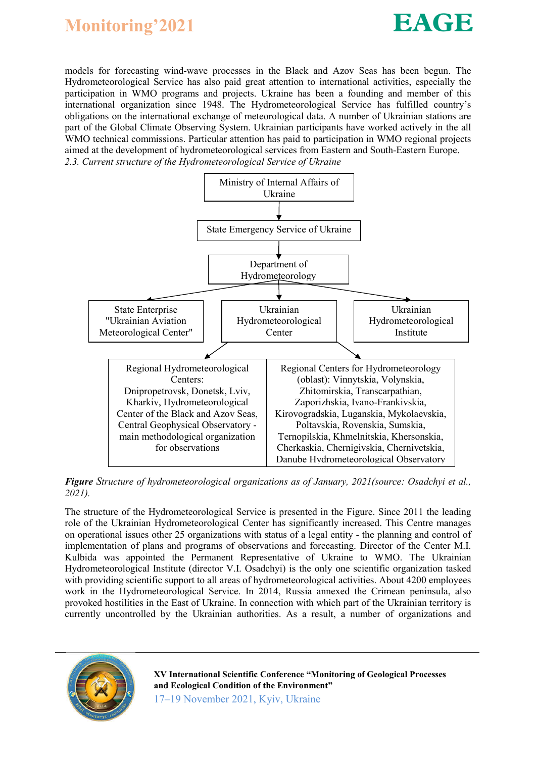models for forecasting wind-wave processes in the Black and Azov Seas has been begun. The Hydrometeorological Service has also paid great attention to international activities, especially the participation in WMO programs and projects. Ukraine has been a founding and member of this international organization since 1948. The Hydrometeorological Service has fulfilled country's obligations on the international exchange of meteorological data. A number of Ukrainian stations are part of the Global Climate Observing System. Ukrainian participants have worked actively in the all WMO technical commissions. Particular attention has paid to participation in WMO regional projects aimed at the development of hydrometeorological services from Eastern and South-Eastern Europe.

*2.3. Current structure of the Hydrometeorological Service of Ukraine*

Ministry of Internal Affairs of Ukraine

↓

State Emergency Service of Ukraine

↓

Department of Hydrometeorology

↓

- State Enterprise "Ukrainian Aviation Meteorological Center"
- Ukrainian Hydrometeorological Center
  - Regional Hydrometeorological Centers: Dnipropetrovsk, Donetsk, Lviv, Kharkiv, Hydrometeorological Center of the Black and Azov Seas, Central Geophysical Observatory - main methodological organization for observations
  - Regional Centers for Hydrometeorology (oblast): Vinnytskia, Volynskia, Zhitomirskia, Transcarpathian, Zaporizhskia, Ivano-Frankivskia, Kirovogradskia, Luganskia, Mykolaevskia, Poltavskia, Rovenskia, Sumskia, Ternopilskia, Khmelnitskia, Khersonskia, Cherkaskia, Chernigivskia, Chernivetskia, Danube Hydrometeorological Observatory
- Ukrainian Hydrometeorological Institute

***Figure*** *Structure of hydrometeorological organizations as of January, 2021(source: Osadchyi et al., 2021).*

The structure of the Hydrometeorological Service is presented in the Figure. Since 2011 the leading role of the Ukrainian Hydrometeorological Center has significantly increased. This Centre manages on operational issues other 25 organizations with status of a legal entity - the planning and control of implementation of plans and programs of observations and forecasting. Director of the Center M.I. Kulbida was appointed the Permanent Representative of Ukraine to WMO. The Ukrainian Hydrometeorological Institute (director V.I. Osadchyi) is the only one scientific organization tasked with providing scientific support to all areas of hydrometeorological activities. About 4200 employees work in the Hydrometeorological Service. In 2014, Russia annexed the Crimean peninsula, also provoked hostilities in the East of Ukraine. In connection with which part of the Ukrainian territory is currently uncontrolled by the Ukrainian authorities. As a result, a number of organizations and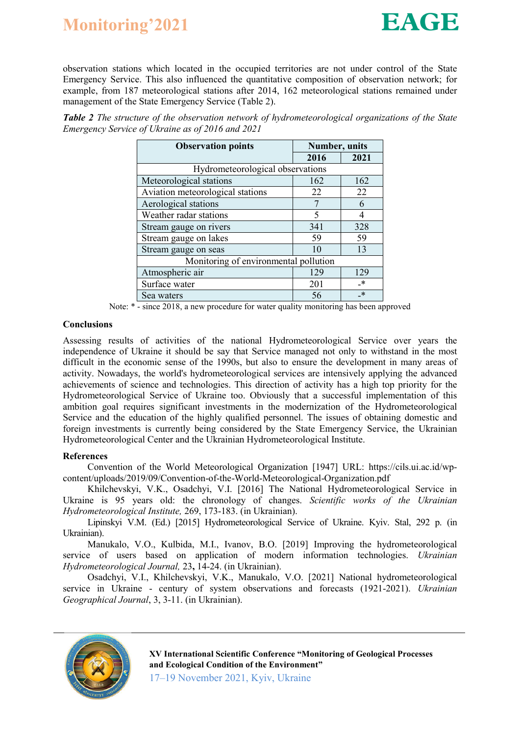observation stations which located in the occupied territories are not under control of the State Emergency Service. This also influenced the quantitative composition of observation network; for example, from 187 meteorological stations after 2014, 162 meteorological stations remained under management of the State Emergency Service (Table 2).

***Table 2*** *The structure of the observation network of hydrometeorological organizations of the State Emergency Service of Ukraine as of 2016 and 2021*

| Observation points | Number, units | |
|---|---|---|
| | **2016** | **2021** |
| Hydrometeorological observations | | |
| Meteorological stations | 162 | 162 |
| Aviation meteorological stations | 22 | 22 |
| Aerological stations | 7 | 6 |
| Weather radar stations | 5 | 4 |
| Stream gauge on rivers | 341 | 328 |
| Stream gauge on lakes | 59 | 59 |
| Stream gauge on seas | 10 | 13 |
| Monitoring of environmental pollution | | |
| Atmospheric air | 129 | 129 |
| Surface water | 201 | -* |
| Sea waters | 56 | -* |

Note: * - since 2018, a new procedure for water quality monitoring has been approved

## Conclusions

Assessing results of activities of the national Hydrometeorological Service over years the independence of Ukraine it should be say that Service managed not only to withstand in the most difficult in the economic sense of the 1990s, but also to ensure the development in many areas of activity. Nowadays, the world's hydrometeorological services are intensively applying the advanced achievements of science and technologies. This direction of activity has a high top priority for the Hydrometeorological Service of Ukraine too. Obviously that a successful implementation of this ambition goal requires significant investments in the modernization of the Hydrometeorological Service and the education of the highly qualified personnel. The issues of obtaining domestic and foreign investments is currently being considered by the State Emergency Service, the Ukrainian Hydrometeorological Center and the Ukrainian Hydrometeorological Institute.

## References

Convention of the World Meteorological Organization [1947] URL: https://cils.ui.ac.id/wp-content/uploads/2019/09/Convention-of-the-World-Meteorological-Organization.pdf

Khilchevskyi, V.K., Osadchyi, V.I. [2016] The National Hydrometeorological Service in Ukraine is 95 years old: the chronology of changes. *Scientific works of the Ukrainian Hydrometeorological Institute,* 269, 173-183. (in Ukrainian).

Lipinskyi V.M. (Ed.) [2015] Hydrometeorological Service of Ukraine. Kyiv. Stal, 292 p. (in Ukrainian).

Manukalo, V.O., Kulbida, M.I., Ivanov, B.O. [2019] Improving the hydrometeorological service of users based on application of modern information technologies. *Ukrainian Hydrometeorological Journal,* 23**,** 14-24. (in Ukrainian).

Osadchyi, V.I., Khilchevskyi, V.K., Manukalo, V.O. [2021] National hydrometeorological service in Ukraine - century of system observations and forecasts (1921-2021). *Ukrainian Geographical Journal*, 3, 3-11. (in Ukrainian).